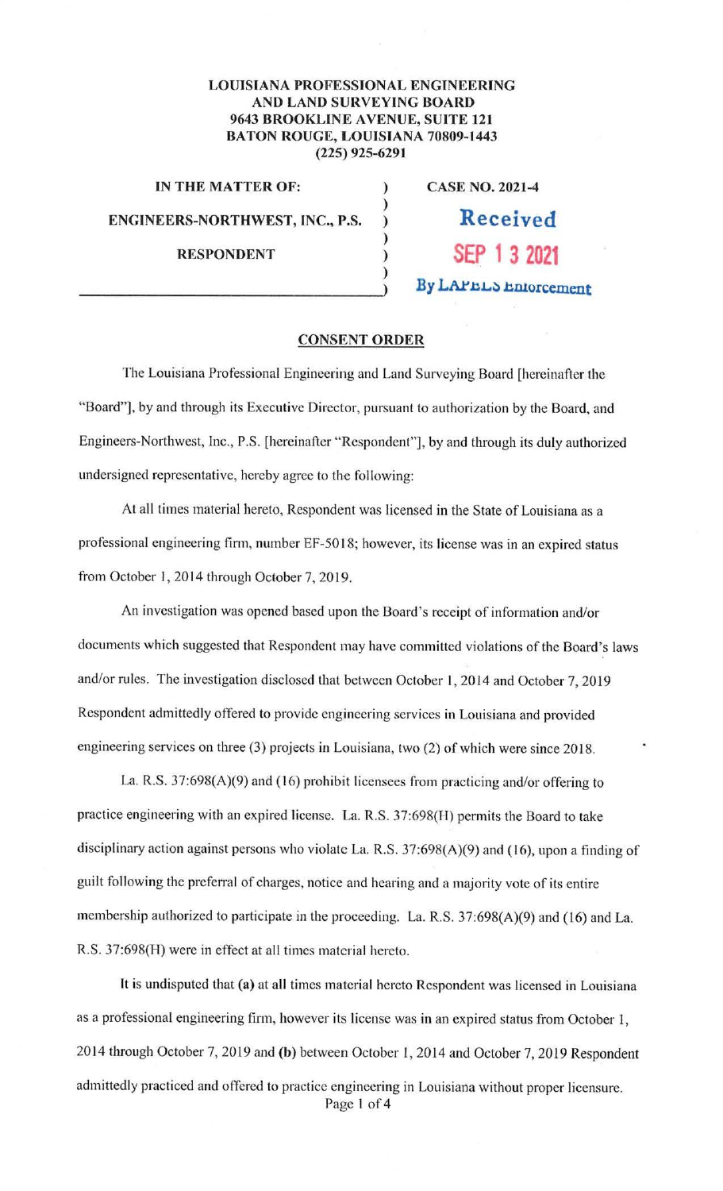**LOUISIANA PROFESSIONAL ENGINEERING AND LAND SURVEYING BOARD**
**9643 BROOKLINE AVENUE, SUITE 121**
**BATON ROUGE, LOUISIANA 70809-1443**
**(225) 925-6291**

| | | |
|---|---|---|
| **IN THE MATTER OF:** | ) | **CASE NO. 2021-4** |
| | ) | |
| **ENGINEERS-NORTHWEST, INC., P.S.** | ) | **Received** |
| | ) | |
| **RESPONDENT** | ) | **SEP 13 2021** |
| | ) | |
| | ) | **By LAPELS Enforcement** |

**CONSENT ORDER**

The Louisiana Professional Engineering and Land Surveying Board [hereinafter the "Board"], by and through its Executive Director, pursuant to authorization by the Board, and Engineers-Northwest, Inc., P.S. [hereinafter "Respondent"], by and through its duly authorized undersigned representative, hereby agree to the following:

At all times material hereto, Respondent was licensed in the State of Louisiana as a professional engineering firm, number EF-5018; however, its license was in an expired status from October 1, 2014 through October 7, 2019.

An investigation was opened based upon the Board's receipt of information and/or documents which suggested that Respondent may have committed violations of the Board's laws and/or rules. The investigation disclosed that between October 1, 2014 and October 7, 2019 Respondent admittedly offered to provide engineering services in Louisiana and provided engineering services on three (3) projects in Louisiana, two (2) of which were since 2018.

La. R.S. 37:698(A)(9) and (16) prohibit licensees from practicing and/or offering to practice engineering with an expired license. La. R.S. 37:698(H) permits the Board to take disciplinary action against persons who violate La. R.S. 37:698(A)(9) and (16), upon a finding of guilt following the preferral of charges, notice and hearing and a majority vote of its entire membership authorized to participate in the proceeding. La. R.S. 37:698(A)(9) and (16) and La. R.S. 37:698(H) were in effect at all times material hereto.

It is undisputed that **(a)** at all times material hereto Respondent was licensed in Louisiana as a professional engineering firm, however its license was in an expired status from October 1, 2014 through October 7, 2019 and **(b)** between October 1, 2014 and October 7, 2019 Respondent admittedly practiced and offered to practice engineering in Louisiana without proper licensure.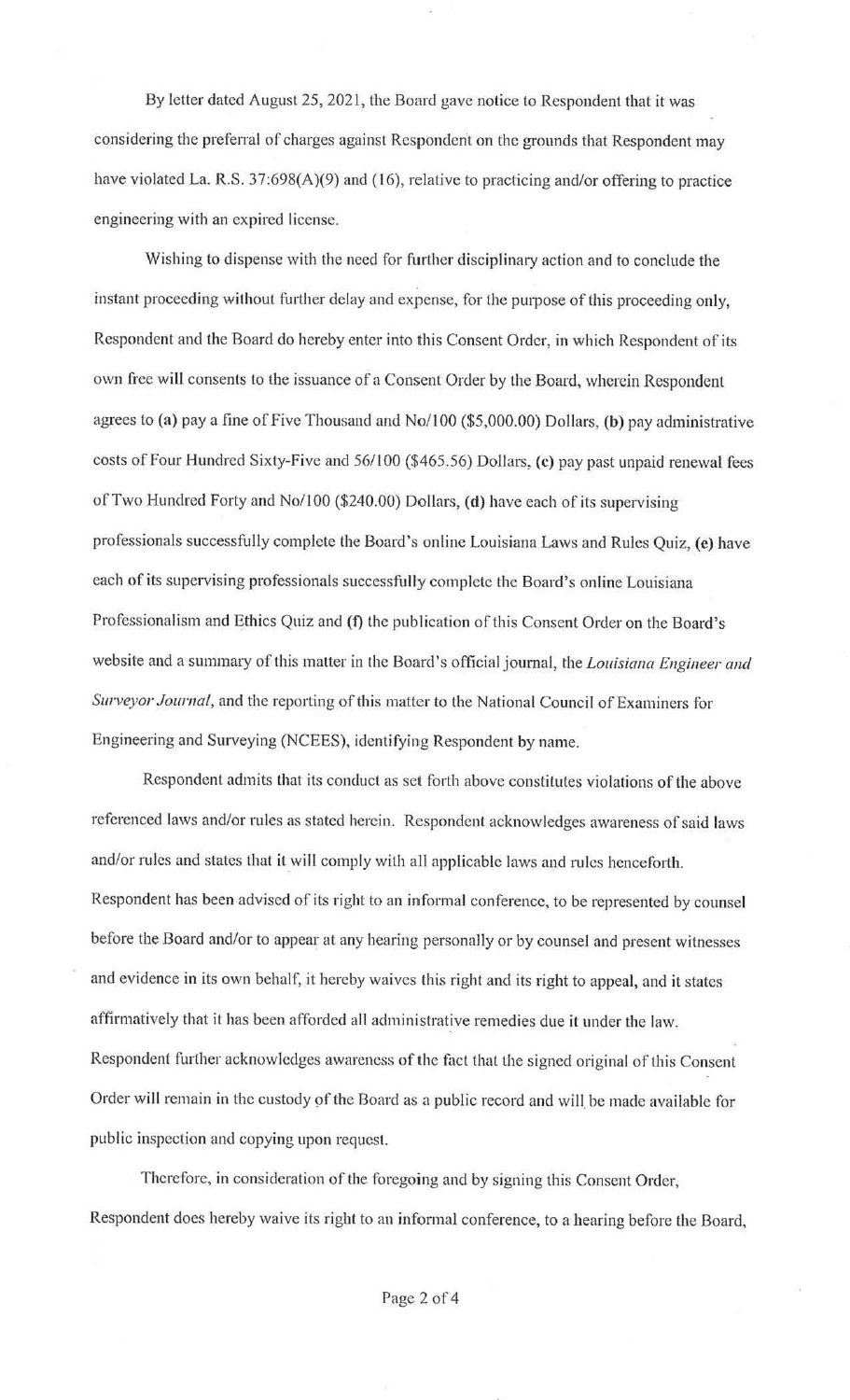By letter dated August 25, 2021, the Board gave notice to Respondent that it was considering the preferral of charges against Respondent on the grounds that Respondent may have violated La. R.S. 37:698(A)(9) and (16), relative to practicing and/or offering to practice engineering with an expired license.

Wishing to dispense with the need for further disciplinary action and to conclude the instant proceeding without further delay and expense, for the purpose of this proceeding only, Respondent and the Board do hereby enter into this Consent Order, in which Respondent of its own free will consents to the issuance of a Consent Order by the Board, wherein Respondent agrees to **(a)** pay a fine of Five Thousand and No/100 ($5,000.00) Dollars, **(b)** pay administrative costs of Four Hundred Sixty-Five and 56/100 ($465.56) Dollars, **(c)** pay past unpaid renewal fees of Two Hundred Forty and No/100 ($240.00) Dollars, **(d)** have each of its supervising professionals successfully complete the Board's online Louisiana Laws and Rules Quiz, **(e)** have each of its supervising professionals successfully complete the Board's online Louisiana Professionalism and Ethics Quiz and **(f)** the publication of this Consent Order on the Board's website and a summary of this matter in the Board's official journal, the *Louisiana Engineer and Surveyor Journal*, and the reporting of this matter to the National Council of Examiners for Engineering and Surveying (NCEES), identifying Respondent by name.

Respondent admits that its conduct as set forth above constitutes violations of the above referenced laws and/or rules as stated herein. Respondent acknowledges awareness of said laws and/or rules and states that it will comply with all applicable laws and rules henceforth. Respondent has been advised of its right to an informal conference, to be represented by counsel before the Board and/or to appear at any hearing personally or by counsel and present witnesses and evidence in its own behalf, it hereby waives this right and its right to appeal, and it states affirmatively that it has been afforded all administrative remedies due it under the law. Respondent further acknowledges awareness of the fact that the signed original of this Consent Order will remain in the custody of the Board as a public record and will be made available for public inspection and copying upon request.

Therefore, in consideration of the foregoing and by signing this Consent Order, Respondent does hereby waive its right to an informal conference, to a hearing before the Board,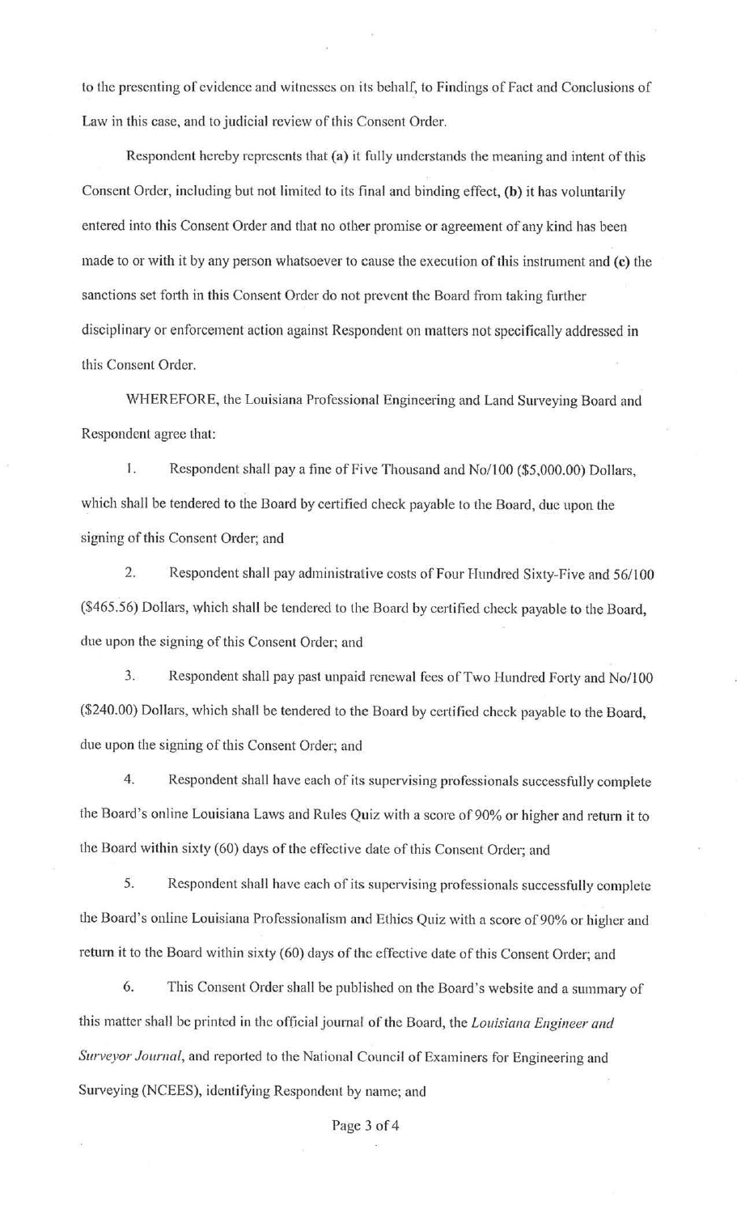to the presenting of evidence and witnesses on its behalf, to Findings of Fact and Conclusions of Law in this case, and to judicial review of this Consent Order.

Respondent hereby represents that **(a)** it fully understands the meaning and intent of this Consent Order, including but not limited to its final and binding effect, **(b)** it has voluntarily entered into this Consent Order and that no other promise or agreement of any kind has been made to or with it by any person whatsoever to cause the execution of this instrument and **(c)** the sanctions set forth in this Consent Order do not prevent the Board from taking further disciplinary or enforcement action against Respondent on matters not specifically addressed in this Consent Order.

WHEREFORE, the Louisiana Professional Engineering and Land Surveying Board and Respondent agree that:

1. Respondent shall pay a fine of Five Thousand and No/100 ($5,000.00) Dollars, which shall be tendered to the Board by certified check payable to the Board, due upon the signing of this Consent Order; and

2. Respondent shall pay administrative costs of Four Hundred Sixty-Five and 56/100 ($465.56) Dollars, which shall be tendered to the Board by certified check payable to the Board, due upon the signing of this Consent Order; and

3. Respondent shall pay past unpaid renewal fees of Two Hundred Forty and No/100 ($240.00) Dollars, which shall be tendered to the Board by certified check payable to the Board, due upon the signing of this Consent Order; and

4. Respondent shall have each of its supervising professionals successfully complete the Board's online Louisiana Laws and Rules Quiz with a score of 90% or higher and return it to the Board within sixty (60) days of the effective date of this Consent Order; and

5. Respondent shall have each of its supervising professionals successfully complete the Board's online Louisiana Professionalism and Ethics Quiz with a score of 90% or higher and return it to the Board within sixty (60) days of the effective date of this Consent Order; and

6. This Consent Order shall be published on the Board's website and a summary of this matter shall be printed in the official journal of the Board, the *Louisiana Engineer and Surveyor Journal*, and reported to the National Council of Examiners for Engineering and Surveying (NCEES), identifying Respondent by name; and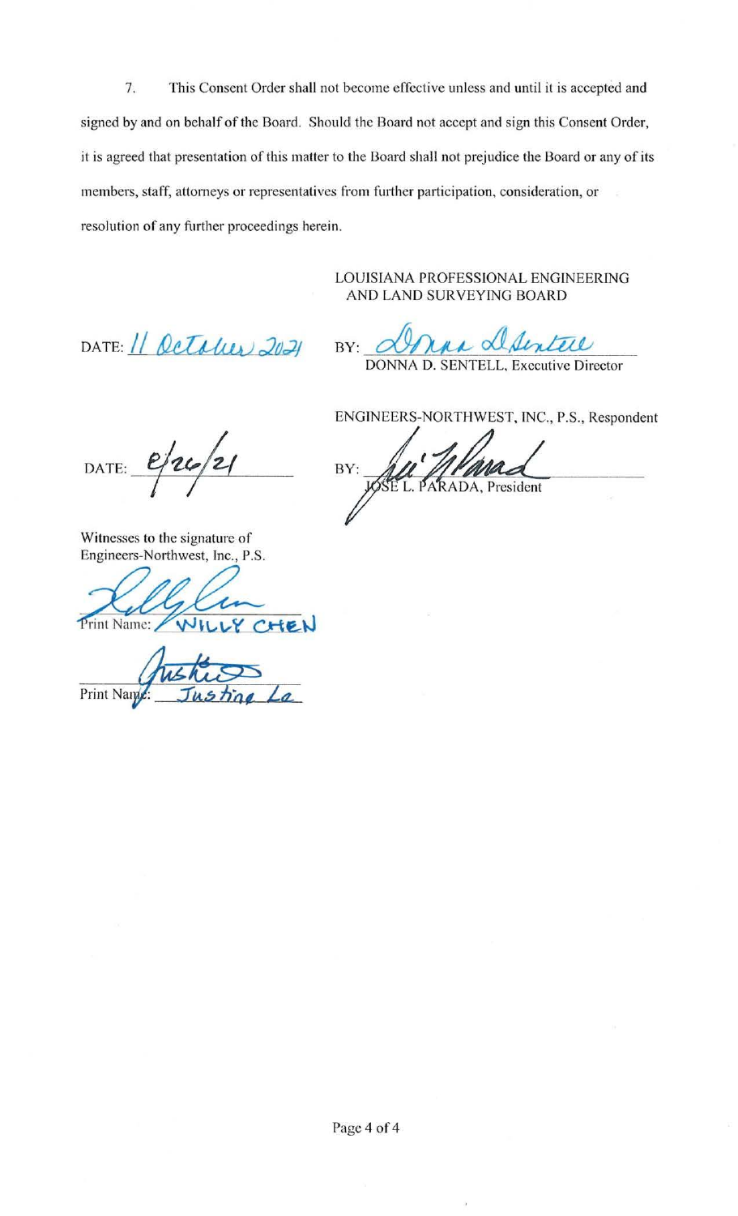7. This Consent Order shall not become effective unless and until it is accepted and signed by and on behalf of the Board. Should the Board not accept and sign this Consent Order, it is agreed that presentation of this matter to the Board shall not prejudice the Board or any of its members, staff, attorneys or representatives from further participation, consideration, or resolution of any further proceedings herein.

LOUISIANA PROFESSIONAL ENGINEERING AND LAND SURVEYING BOARD

DATE: 11 October 2021

BY: Donna D. Sentell
DONNA D. SENTELL, Executive Director

ENGINEERS-NORTHWEST, INC., P.S., Respondent

DATE: 8/26/21

BY: Jose L. Parada
JOSE L. PARADA, President

Witnesses to the signature of Engineers-Northwest, Inc., P.S.

Print Name: WILLY CHEN

Print Name: Justina Le